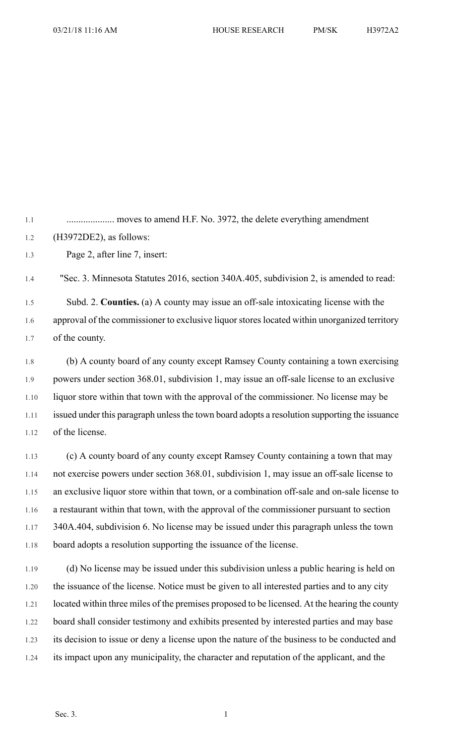.................... moves to amend H.F. No. 3972, the delete everything amendment (H3972DE2), as follows:

Page 2, after line 7, insert:

"Sec. 3. Minnesota Statutes 2016, section 340A.405, subdivision 2, is amended to read:

Subd. 2. **Counties.** (a) A county may issue an off-sale intoxicating license with the approval of the commissioner to exclusive liquor stores located within unorganized territory of the county.

(b) A county board of any county except Ramsey County containing a town exercising powers under section 368.01, subdivision 1, may issue an off-sale license to an exclusive liquor store within that town with the approval of the commissioner. No license may be issued under this paragraph unless the town board adopts a resolution supporting the issuance of the license.

(c) A county board of any county except Ramsey County containing a town that may not exercise powers under section 368.01, subdivision 1, may issue an off-sale license to an exclusive liquor store within that town, or a combination off-sale and on-sale license to a restaurant within that town, with the approval of the commissioner pursuant to section 340A.404, subdivision 6. No license may be issued under this paragraph unless the town board adopts a resolution supporting the issuance of the license.

(d) No license may be issued under this subdivision unless a public hearing is held on the issuance of the license. Notice must be given to all interested parties and to any city located within three miles of the premises proposed to be licensed. At the hearing the county board shall consider testimony and exhibits presented by interested parties and may base its decision to issue or deny a license upon the nature of the business to be conducted and its impact upon any municipality, the character and reputation of the applicant, and the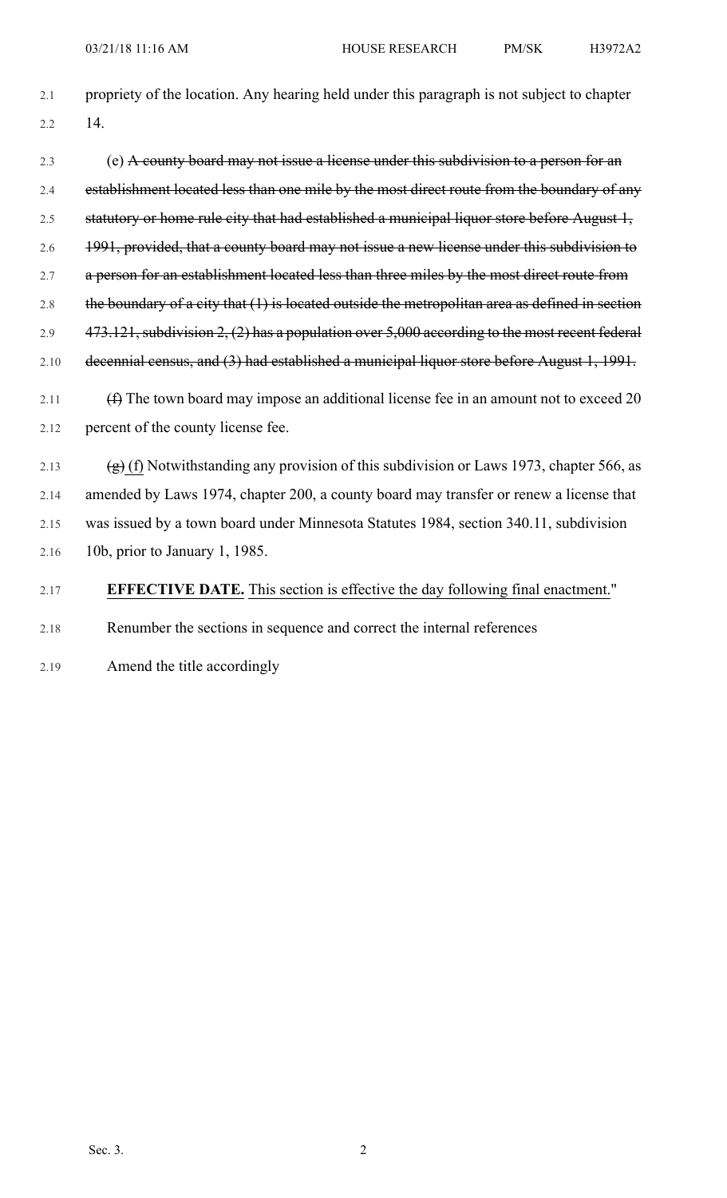propriety of the location. Any hearing held under this paragraph is not subject to chapter 14.

(e) ~~A county board may not issue a license under this subdivision to a person for an establishment located less than one mile by the most direct route from the boundary of any statutory or home rule city that had established a municipal liquor store before August 1, 1991, provided, that a county board may not issue a new license under this subdivision to a person for an establishment located less than three miles by the most direct route from the boundary of a city that (1) is located outside the metropolitan area as defined in section 473.121, subdivision 2, (2) has a population over 5,000 according to the most recent federal decennial census, and (3) had established a municipal liquor store before August 1, 1991.~~

~~(f)~~ The town board may impose an additional license fee in an amount not to exceed 20 percent of the county license fee.

~~(g)~~ <u>(f)</u> Notwithstanding any provision of this subdivision or Laws 1973, chapter 566, as amended by Laws 1974, chapter 200, a county board may transfer or renew a license that was issued by a town board under Minnesota Statutes 1984, section 340.11, subdivision 10b, prior to January 1, 1985.

**EFFECTIVE DATE.** <u>This section is effective the day following final enactment.</u>"

Renumber the sections in sequence and correct the internal references

Amend the title accordingly